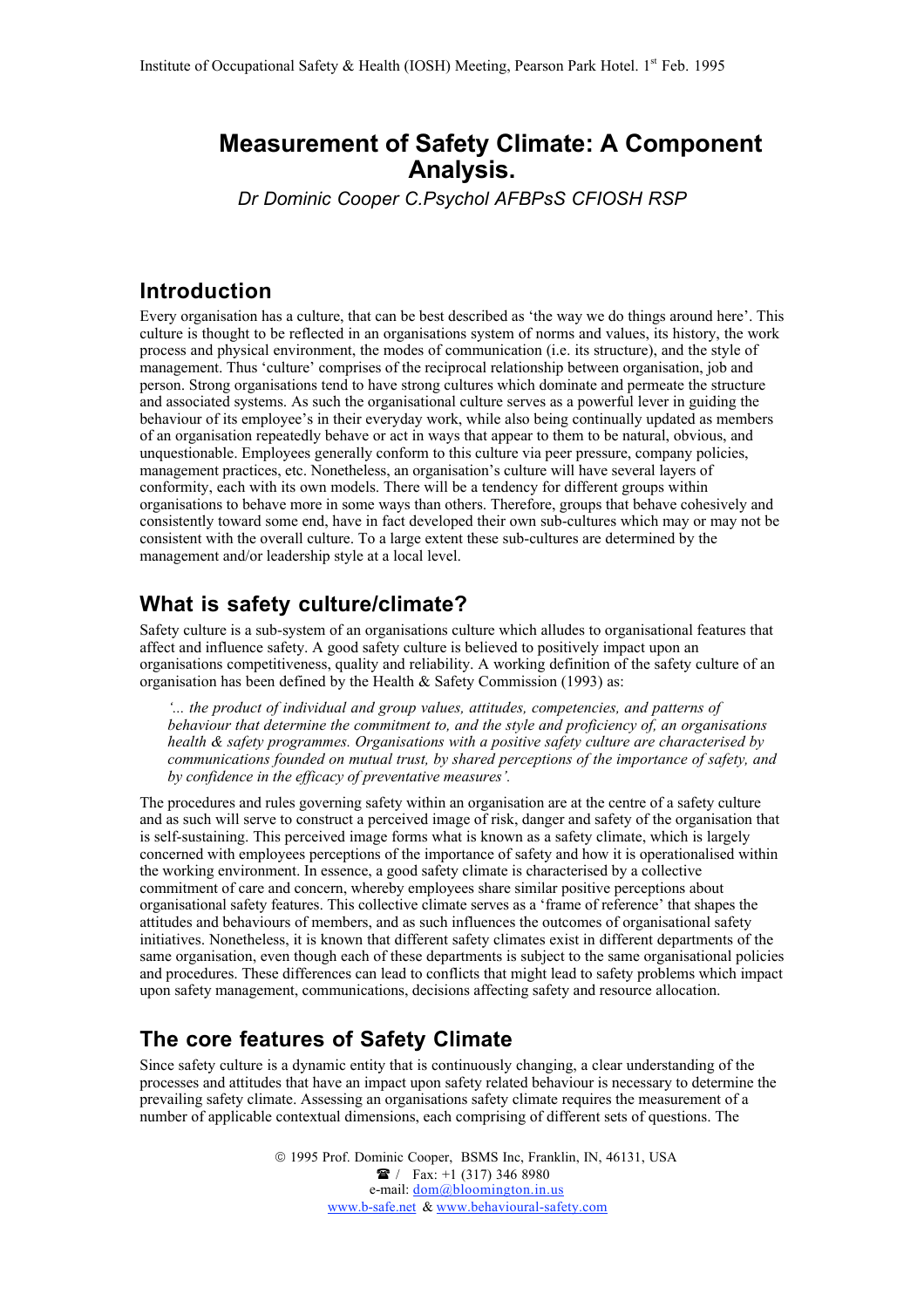# Measurement of Safety Climate: A Component Analysis.

*Dr Dominic Cooper C.Psychol AFBPsS CFIOSH RSP*

## Introduction

Every organisation has a culture, that can be best described as 'the way we do things around here'. This culture is thought to be reflected in an organisations system of norms and values, its history, the work process and physical environment, the modes of communication (i.e. its structure), and the style of management. Thus 'culture' comprises of the reciprocal relationship between organisation, job and person. Strong organisations tend to have strong cultures which dominate and permeate the structure and associated systems. As such the organisational culture serves as a powerful lever in guiding the behaviour of its employee's in their everyday work, while also being continually updated as members of an organisation repeatedly behave or act in ways that appear to them to be natural, obvious, and unquestionable. Employees generally conform to this culture via peer pressure, company policies, management practices, etc. Nonetheless, an organisation's culture will have several layers of conformity, each with its own models. There will be a tendency for different groups within organisations to behave more in some ways than others. Therefore, groups that behave cohesively and consistently toward some end, have in fact developed their own sub-cultures which may or may not be consistent with the overall culture. To a large extent these sub-cultures are determined by the management and/or leadership style at a local level.

## What is safety culture/climate?

Safety culture is a sub-system of an organisations culture which alludes to organisational features that affect and influence safety. A good safety culture is believed to positively impact upon an organisations competitiveness, quality and reliability. A working definition of the safety culture of an organisation has been defined by the Health & Safety Commission (1993) as:

> *'... the product of individual and group values, attitudes, competencies, and patterns of behaviour that determine the commitment to, and the style and proficiency of, an organisations health & safety programmes. Organisations with a positive safety culture are characterised by communications founded on mutual trust, by shared perceptions of the importance of safety, and by confidence in the efficacy of preventative measures'.*

The procedures and rules governing safety within an organisation are at the centre of a safety culture and as such will serve to construct a perceived image of risk, danger and safety of the organisation that is self-sustaining. This perceived image forms what is known as a safety climate, which is largely concerned with employees perceptions of the importance of safety and how it is operationalised within the working environment. In essence, a good safety climate is characterised by a collective commitment of care and concern, whereby employees share similar positive perceptions about organisational safety features. This collective climate serves as a 'frame of reference' that shapes the attitudes and behaviours of members, and as such influences the outcomes of organisational safety initiatives. Nonetheless, it is known that different safety climates exist in different departments of the same organisation, even though each of these departments is subject to the same organisational policies and procedures. These differences can lead to conflicts that might lead to safety problems which impact upon safety management, communications, decisions affecting safety and resource allocation.

## The core features of Safety Climate

Since safety culture is a dynamic entity that is continuously changing, a clear understanding of the processes and attitudes that have an impact upon safety related behaviour is necessary to determine the prevailing safety climate. Assessing an organisations safety climate requires the measurement of a number of applicable contextual dimensions, each comprising of different sets of questions. The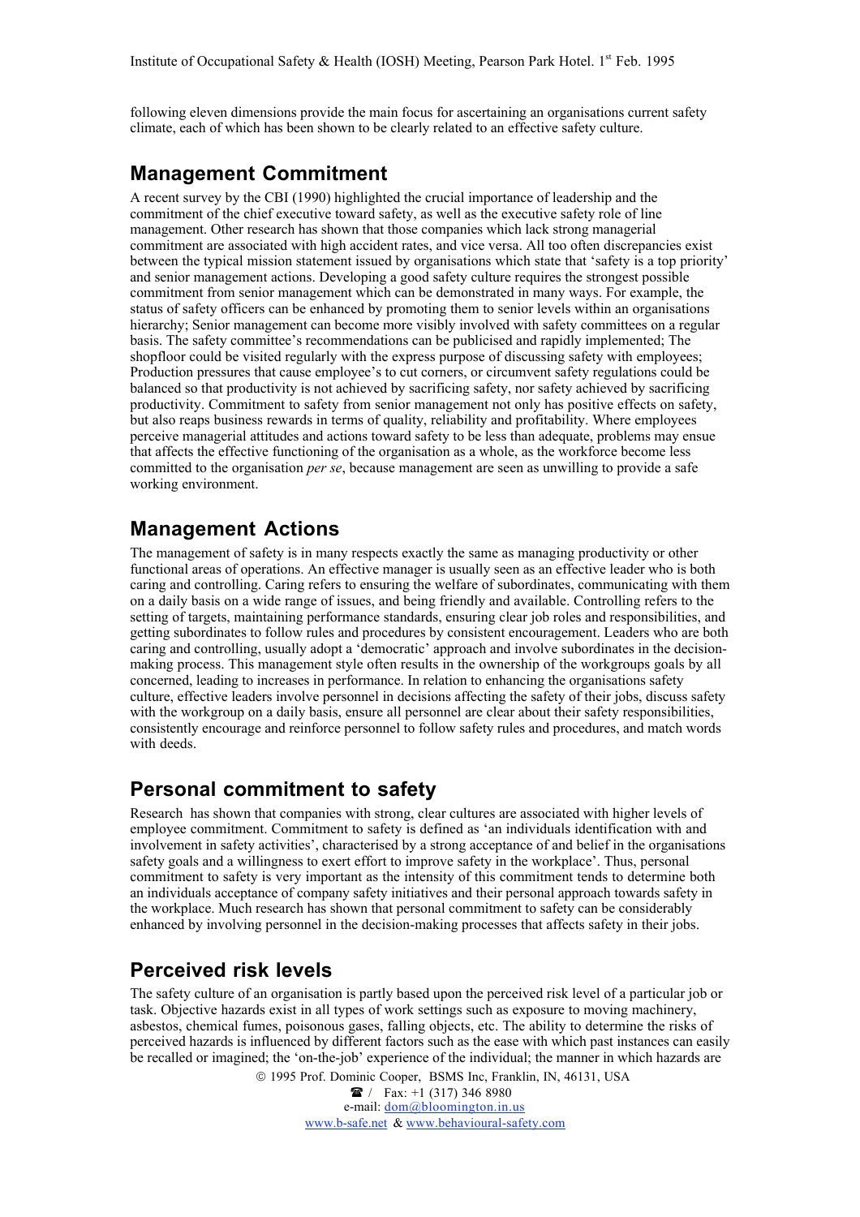following eleven dimensions provide the main focus for ascertaining an organisations current safety climate, each of which has been shown to be clearly related to an effective safety culture.

## Management Commitment

A recent survey by the CBI (1990) highlighted the crucial importance of leadership and the commitment of the chief executive toward safety, as well as the executive safety role of line management. Other research has shown that those companies which lack strong managerial commitment are associated with high accident rates, and vice versa. All too often discrepancies exist between the typical mission statement issued by organisations which state that 'safety is a top priority' and senior management actions. Developing a good safety culture requires the strongest possible commitment from senior management which can be demonstrated in many ways. For example, the status of safety officers can be enhanced by promoting them to senior levels within an organisations hierarchy; Senior management can become more visibly involved with safety committees on a regular basis. The safety committee's recommendations can be publicised and rapidly implemented; The shopfloor could be visited regularly with the express purpose of discussing safety with employees; Production pressures that cause employee's to cut corners, or circumvent safety regulations could be balanced so that productivity is not achieved by sacrificing safety, nor safety achieved by sacrificing productivity. Commitment to safety from senior management not only has positive effects on safety, but also reaps business rewards in terms of quality, reliability and profitability. Where employees perceive managerial attitudes and actions toward safety to be less than adequate, problems may ensue that affects the effective functioning of the organisation as a whole, as the workforce become less committed to the organisation *per se*, because management are seen as unwilling to provide a safe working environment.

## Management Actions

The management of safety is in many respects exactly the same as managing productivity or other functional areas of operations. An effective manager is usually seen as an effective leader who is both caring and controlling. Caring refers to ensuring the welfare of subordinates, communicating with them on a daily basis on a wide range of issues, and being friendly and available. Controlling refers to the setting of targets, maintaining performance standards, ensuring clear job roles and responsibilities, and getting subordinates to follow rules and procedures by consistent encouragement. Leaders who are both caring and controlling, usually adopt a 'democratic' approach and involve subordinates in the decision-making process. This management style often results in the ownership of the workgroups goals by all concerned, leading to increases in performance. In relation to enhancing the organisations safety culture, effective leaders involve personnel in decisions affecting the safety of their jobs, discuss safety with the workgroup on a daily basis, ensure all personnel are clear about their safety responsibilities, consistently encourage and reinforce personnel to follow safety rules and procedures, and match words with deeds.

## Personal commitment to safety

Research has shown that companies with strong, clear cultures are associated with higher levels of employee commitment. Commitment to safety is defined as 'an individuals identification with and involvement in safety activities', characterised by a strong acceptance of and belief in the organisations safety goals and a willingness to exert effort to improve safety in the workplace'. Thus, personal commitment to safety is very important as the intensity of this commitment tends to determine both an individuals acceptance of company safety initiatives and their personal approach towards safety in the workplace. Much research has shown that personal commitment to safety can be considerably enhanced by involving personnel in the decision-making processes that affects safety in their jobs.

## Perceived risk levels

The safety culture of an organisation is partly based upon the perceived risk level of a particular job or task. Objective hazards exist in all types of work settings such as exposure to moving machinery, asbestos, chemical fumes, poisonous gases, falling objects, etc. The ability to determine the risks of perceived hazards is influenced by different factors such as the ease with which past instances can easily be recalled or imagined; the 'on-the-job' experience of the individual; the manner in which hazards are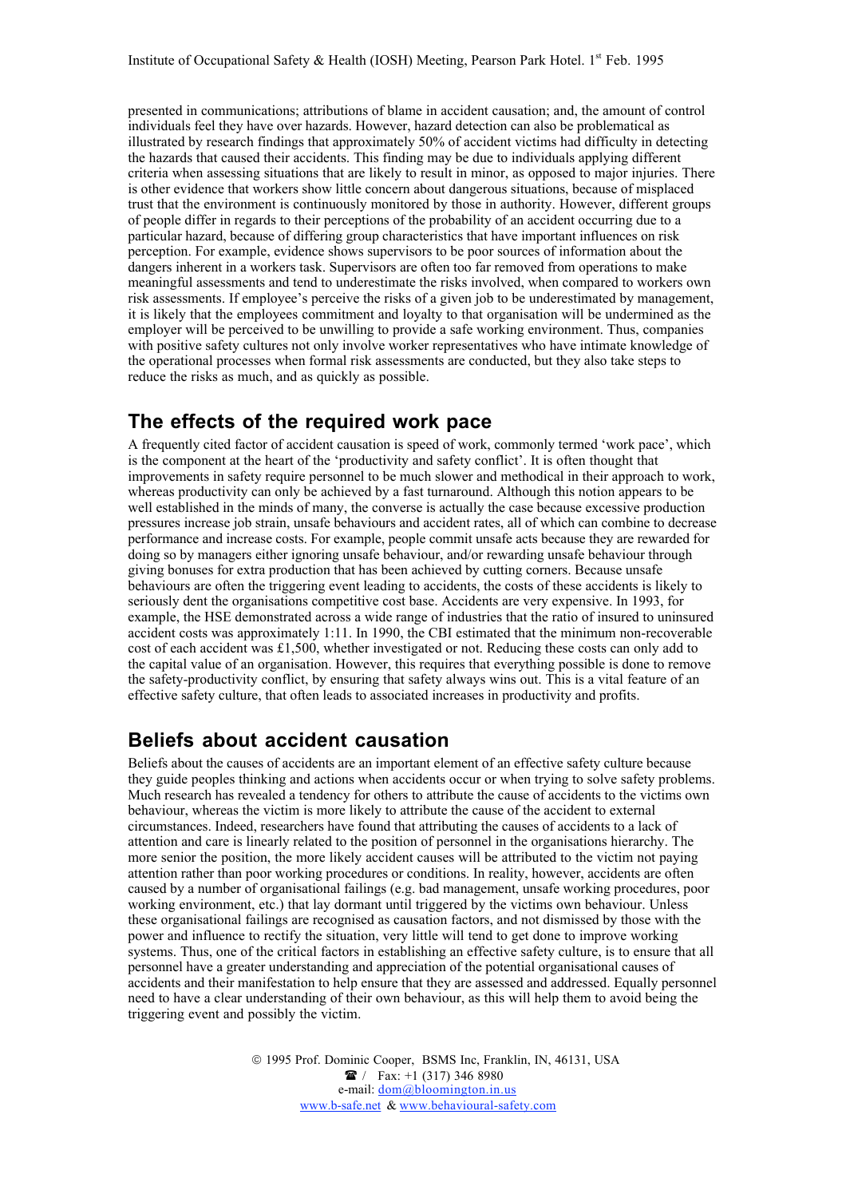presented in communications; attributions of blame in accident causation; and, the amount of control individuals feel they have over hazards. However, hazard detection can also be problematical as illustrated by research findings that approximately 50% of accident victims had difficulty in detecting the hazards that caused their accidents. This finding may be due to individuals applying different criteria when assessing situations that are likely to result in minor, as opposed to major injuries. There is other evidence that workers show little concern about dangerous situations, because of misplaced trust that the environment is continuously monitored by those in authority. However, different groups of people differ in regards to their perceptions of the probability of an accident occurring due to a particular hazard, because of differing group characteristics that have important influences on risk perception. For example, evidence shows supervisors to be poor sources of information about the dangers inherent in a workers task. Supervisors are often too far removed from operations to make meaningful assessments and tend to underestimate the risks involved, when compared to workers own risk assessments. If employee's perceive the risks of a given job to be underestimated by management, it is likely that the employees commitment and loyalty to that organisation will be undermined as the employer will be perceived to be unwilling to provide a safe working environment. Thus, companies with positive safety cultures not only involve worker representatives who have intimate knowledge of the operational processes when formal risk assessments are conducted, but they also take steps to reduce the risks as much, and as quickly as possible.

## The effects of the required work pace

A frequently cited factor of accident causation is speed of work, commonly termed 'work pace', which is the component at the heart of the 'productivity and safety conflict'. It is often thought that improvements in safety require personnel to be much slower and methodical in their approach to work, whereas productivity can only be achieved by a fast turnaround. Although this notion appears to be well established in the minds of many, the converse is actually the case because excessive production pressures increase job strain, unsafe behaviours and accident rates, all of which can combine to decrease performance and increase costs. For example, people commit unsafe acts because they are rewarded for doing so by managers either ignoring unsafe behaviour, and/or rewarding unsafe behaviour through giving bonuses for extra production that has been achieved by cutting corners. Because unsafe behaviours are often the triggering event leading to accidents, the costs of these accidents is likely to seriously dent the organisations competitive cost base. Accidents are very expensive. In 1993, for example, the HSE demonstrated across a wide range of industries that the ratio of insured to uninsured accident costs was approximately 1:11. In 1990, the CBI estimated that the minimum non-recoverable cost of each accident was £1,500, whether investigated or not. Reducing these costs can only add to the capital value of an organisation. However, this requires that everything possible is done to remove the safety-productivity conflict, by ensuring that safety always wins out. This is a vital feature of an effective safety culture, that often leads to associated increases in productivity and profits.

## Beliefs about accident causation

Beliefs about the causes of accidents are an important element of an effective safety culture because they guide peoples thinking and actions when accidents occur or when trying to solve safety problems. Much research has revealed a tendency for others to attribute the cause of accidents to the victims own behaviour, whereas the victim is more likely to attribute the cause of the accident to external circumstances. Indeed, researchers have found that attributing the causes of accidents to a lack of attention and care is linearly related to the position of personnel in the organisations hierarchy. The more senior the position, the more likely accident causes will be attributed to the victim not paying attention rather than poor working procedures or conditions. In reality, however, accidents are often caused by a number of organisational failings (e.g. bad management, unsafe working procedures, poor working environment, etc.) that lay dormant until triggered by the victims own behaviour. Unless these organisational failings are recognised as causation factors, and not dismissed by those with the power and influence to rectify the situation, very little will tend to get done to improve working systems. Thus, one of the critical factors in establishing an effective safety culture, is to ensure that all personnel have a greater understanding and appreciation of the potential organisational causes of accidents and their manifestation to help ensure that they are assessed and addressed. Equally personnel need to have a clear understanding of their own behaviour, as this will help them to avoid being the triggering event and possibly the victim.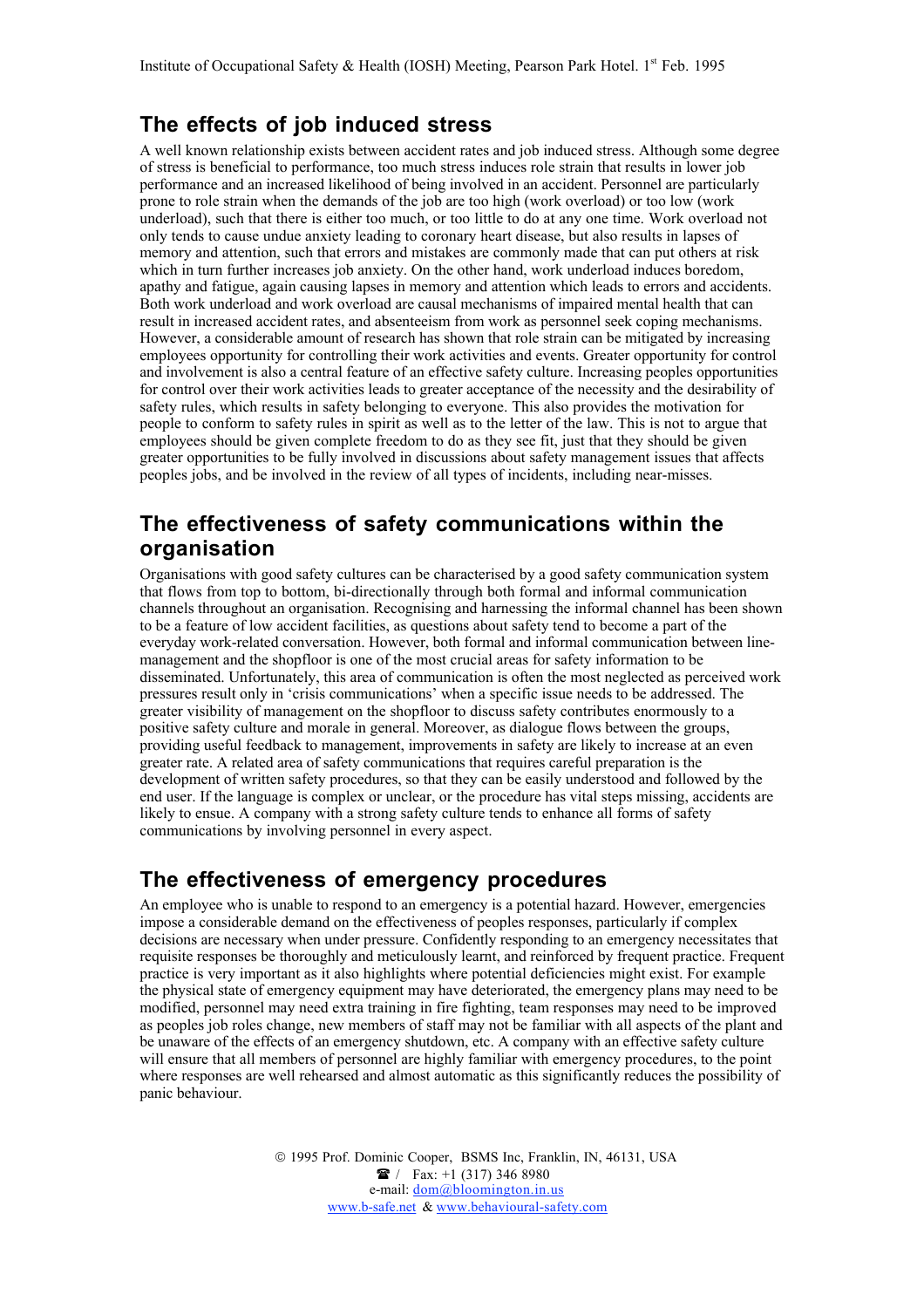## The effects of job induced stress

A well known relationship exists between accident rates and job induced stress. Although some degree of stress is beneficial to performance, too much stress induces role strain that results in lower job performance and an increased likelihood of being involved in an accident. Personnel are particularly prone to role strain when the demands of the job are too high (work overload) or too low (work underload), such that there is either too much, or too little to do at any one time. Work overload not only tends to cause undue anxiety leading to coronary heart disease, but also results in lapses of memory and attention, such that errors and mistakes are commonly made that can put others at risk which in turn further increases job anxiety. On the other hand, work underload induces boredom, apathy and fatigue, again causing lapses in memory and attention which leads to errors and accidents. Both work underload and work overload are causal mechanisms of impaired mental health that can result in increased accident rates, and absenteeism from work as personnel seek coping mechanisms. However, a considerable amount of research has shown that role strain can be mitigated by increasing employees opportunity for controlling their work activities and events. Greater opportunity for control and involvement is also a central feature of an effective safety culture. Increasing peoples opportunities for control over their work activities leads to greater acceptance of the necessity and the desirability of safety rules, which results in safety belonging to everyone. This also provides the motivation for people to conform to safety rules in spirit as well as to the letter of the law. This is not to argue that employees should be given complete freedom to do as they see fit, just that they should be given greater opportunities to be fully involved in discussions about safety management issues that affects peoples jobs, and be involved in the review of all types of incidents, including near-misses.

## The effectiveness of safety communications within the organisation

Organisations with good safety cultures can be characterised by a good safety communication system that flows from top to bottom, bi-directionally through both formal and informal communication channels throughout an organisation. Recognising and harnessing the informal channel has been shown to be a feature of low accident facilities, as questions about safety tend to become a part of the everyday work-related conversation. However, both formal and informal communication between line-management and the shopfloor is one of the most crucial areas for safety information to be disseminated. Unfortunately, this area of communication is often the most neglected as perceived work pressures result only in 'crisis communications' when a specific issue needs to be addressed. The greater visibility of management on the shopfloor to discuss safety contributes enormously to a positive safety culture and morale in general. Moreover, as dialogue flows between the groups, providing useful feedback to management, improvements in safety are likely to increase at an even greater rate. A related area of safety communications that requires careful preparation is the development of written safety procedures, so that they can be easily understood and followed by the end user. If the language is complex or unclear, or the procedure has vital steps missing, accidents are likely to ensue. A company with a strong safety culture tends to enhance all forms of safety communications by involving personnel in every aspect.

## The effectiveness of emergency procedures

An employee who is unable to respond to an emergency is a potential hazard. However, emergencies impose a considerable demand on the effectiveness of peoples responses, particularly if complex decisions are necessary when under pressure. Confidently responding to an emergency necessitates that requisite responses be thoroughly and meticulously learnt, and reinforced by frequent practice. Frequent practice is very important as it also highlights where potential deficiencies might exist. For example the physical state of emergency equipment may have deteriorated, the emergency plans may need to be modified, personnel may need extra training in fire fighting, team responses may need to be improved as peoples job roles change, new members of staff may not be familiar with all aspects of the plant and be unaware of the effects of an emergency shutdown, etc. A company with an effective safety culture will ensure that all members of personnel are highly familiar with emergency procedures, to the point where responses are well rehearsed and almost automatic as this significantly reduces the possibility of panic behaviour.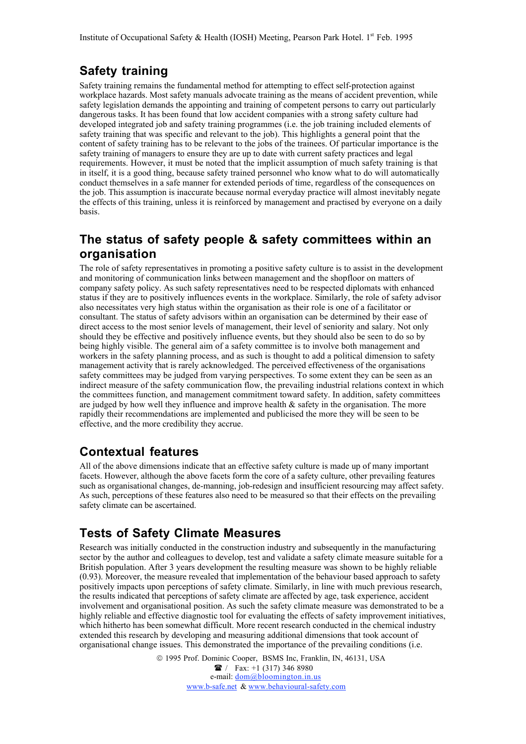## Safety training

Safety training remains the fundamental method for attempting to effect self-protection against workplace hazards. Most safety manuals advocate training as the means of accident prevention, while safety legislation demands the appointing and training of competent persons to carry out particularly dangerous tasks. It has been found that low accident companies with a strong safety culture had developed integrated job and safety training programmes (i.e. the job training included elements of safety training that was specific and relevant to the job). This highlights a general point that the content of safety training has to be relevant to the jobs of the trainees. Of particular importance is the safety training of managers to ensure they are up to date with current safety practices and legal requirements. However, it must be noted that the implicit assumption of much safety training is that in itself, it is a good thing, because safety trained personnel who know what to do will automatically conduct themselves in a safe manner for extended periods of time, regardless of the consequences on the job. This assumption is inaccurate because normal everyday practice will almost inevitably negate the effects of this training, unless it is reinforced by management and practised by everyone on a daily basis.

## The status of safety people & safety committees within an organisation

The role of safety representatives in promoting a positive safety culture is to assist in the development and monitoring of communication links between management and the shopfloor on matters of company safety policy. As such safety representatives need to be respected diplomats with enhanced status if they are to positively influences events in the workplace. Similarly, the role of safety advisor also necessitates very high status within the organisation as their role is one of a facilitator or consultant. The status of safety advisors within an organisation can be determined by their ease of direct access to the most senior levels of management, their level of seniority and salary. Not only should they be effective and positively influence events, but they should also be seen to do so by being highly visible. The general aim of a safety committee is to involve both management and workers in the safety planning process, and as such is thought to add a political dimension to safety management activity that is rarely acknowledged. The perceived effectiveness of the organisations safety committees may be judged from varying perspectives. To some extent they can be seen as an indirect measure of the safety communication flow, the prevailing industrial relations context in which the committees function, and management commitment toward safety. In addition, safety committees are judged by how well they influence and improve health & safety in the organisation. The more rapidly their recommendations are implemented and publicised the more they will be seen to be effective, and the more credibility they accrue.

## Contextual features

All of the above dimensions indicate that an effective safety culture is made up of many important facets. However, although the above facets form the core of a safety culture, other prevailing features such as organisational changes, de-manning, job-redesign and insufficient resourcing may affect safety. As such, perceptions of these features also need to be measured so that their effects on the prevailing safety climate can be ascertained.

## Tests of Safety Climate Measures

Research was initially conducted in the construction industry and subsequently in the manufacturing sector by the author and colleagues to develop, test and validate a safety climate measure suitable for a British population. After 3 years development the resulting measure was shown to be highly reliable (0.93). Moreover, the measure revealed that implementation of the behaviour based approach to safety positively impacts upon perceptions of safety climate. Similarly, in line with much previous research, the results indicated that perceptions of safety climate are affected by age, task experience, accident involvement and organisational position. As such the safety climate measure was demonstrated to be a highly reliable and effective diagnostic tool for evaluating the effects of safety improvement initiatives, which hitherto has been somewhat difficult. More recent research conducted in the chemical industry extended this research by developing and measuring additional dimensions that took account of organisational change issues. This demonstrated the importance of the prevailing conditions (i.e.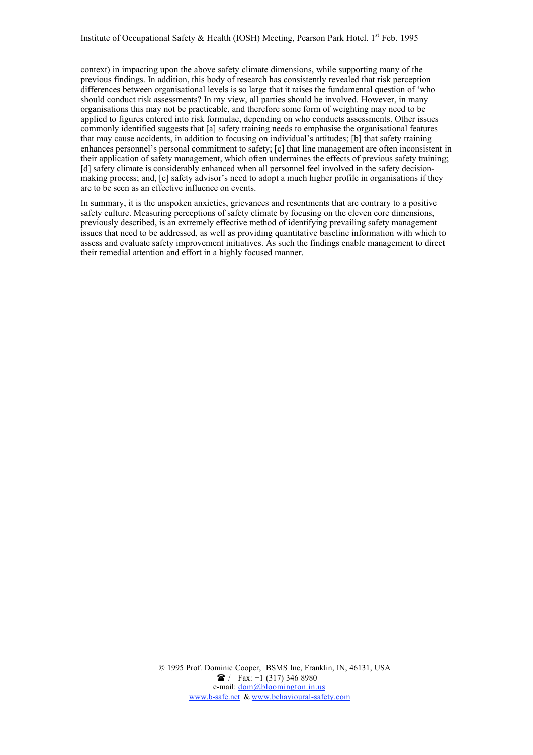context) in impacting upon the above safety climate dimensions, while supporting many of the previous findings. In addition, this body of research has consistently revealed that risk perception differences between organisational levels is so large that it raises the fundamental question of 'who should conduct risk assessments? In my view, all parties should be involved. However, in many organisations this may not be practicable, and therefore some form of weighting may need to be applied to figures entered into risk formulae, depending on who conducts assessments. Other issues commonly identified suggests that [a] safety training needs to emphasise the organisational features that may cause accidents, in addition to focusing on individual's attitudes; [b] that safety training enhances personnel's personal commitment to safety; [c] that line management are often inconsistent in their application of safety management, which often undermines the effects of previous safety training; [d] safety climate is considerably enhanced when all personnel feel involved in the safety decision-making process; and, [e] safety advisor's need to adopt a much higher profile in organisations if they are to be seen as an effective influence on events.

In summary, it is the unspoken anxieties, grievances and resentments that are contrary to a positive safety culture. Measuring perceptions of safety climate by focusing on the eleven core dimensions, previously described, is an extremely effective method of identifying prevailing safety management issues that need to be addressed, as well as providing quantitative baseline information with which to assess and evaluate safety improvement initiatives. As such the findings enable management to direct their remedial attention and effort in a highly focused manner.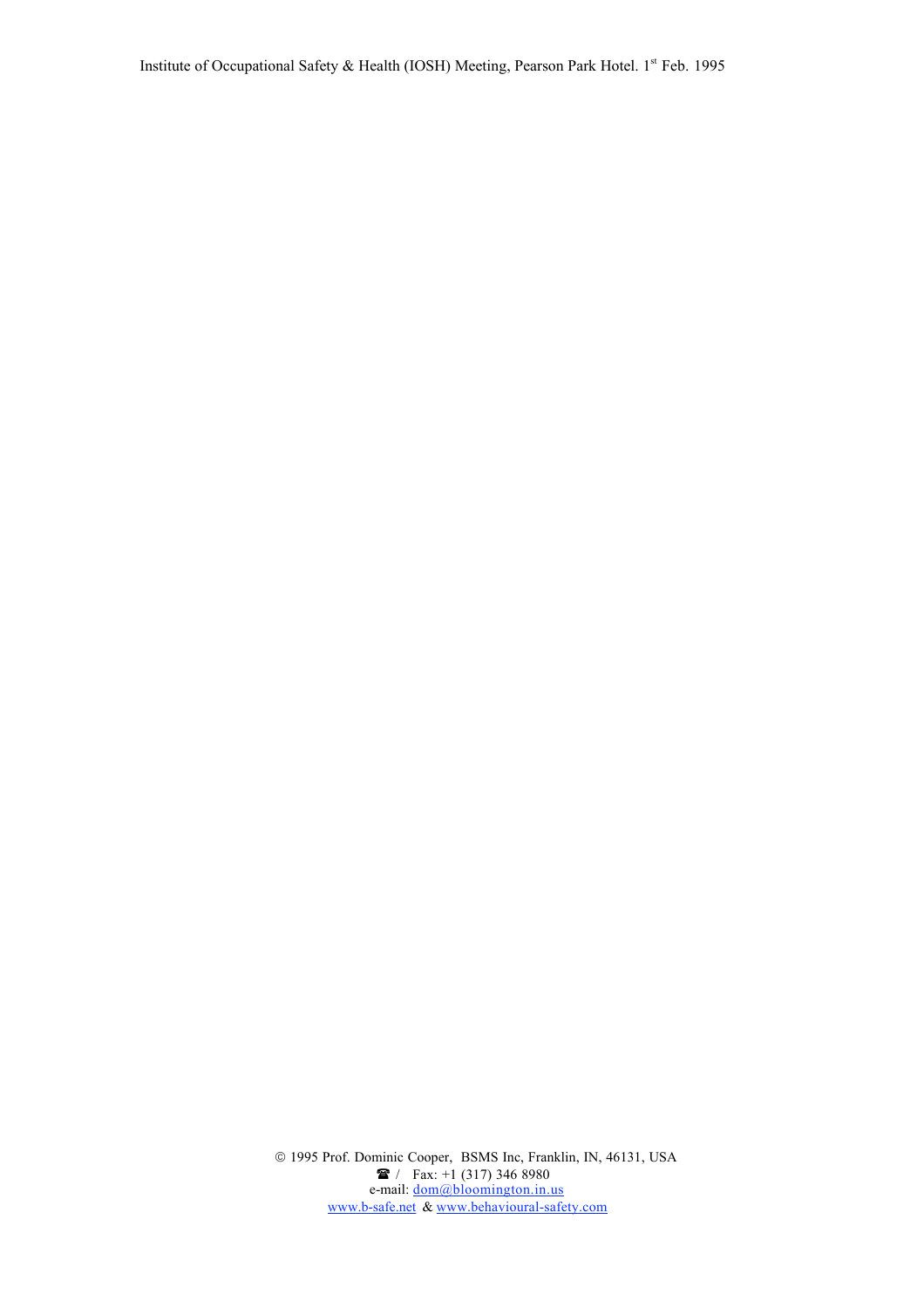© 1995 Prof. Dominic Cooper, BSMS Inc, Franklin, IN, 46131, USA

☎ / Fax: +1 (317) 346 8980

e-mail: dom@bloomington.in.us

www.b-safe.net & www.behavioural-safety.com